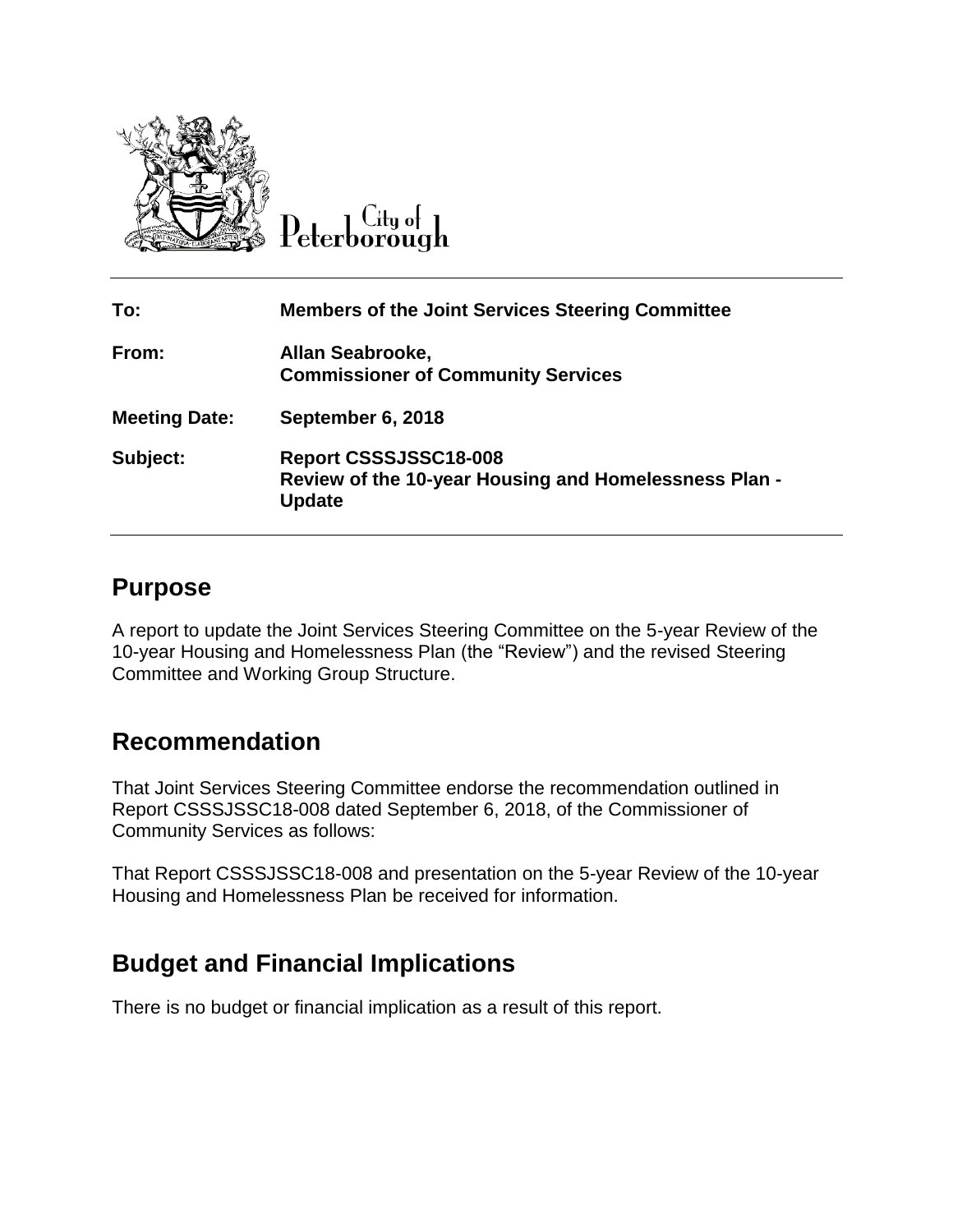City of Peterborough

| | |
|---|---|
| **To:** | **Members of the Joint Services Steering Committee** |
| **From:** | **Allan Seabrooke, Commissioner of Community Services** |
| **Meeting Date:** | **September 6, 2018** |
| **Subject:** | **Report CSSSJSSC18-008 Review of the 10-year Housing and Homelessness Plan - Update** |

## Purpose

A report to update the Joint Services Steering Committee on the 5-year Review of the 10-year Housing and Homelessness Plan (the "Review") and the revised Steering Committee and Working Group Structure.

## Recommendation

That Joint Services Steering Committee endorse the recommendation outlined in Report CSSSJSSC18-008 dated September 6, 2018, of the Commissioner of Community Services as follows:

That Report CSSSJSSC18-008 and presentation on the 5-year Review of the 10-year Housing and Homelessness Plan be received for information.

## Budget and Financial Implications

There is no budget or financial implication as a result of this report.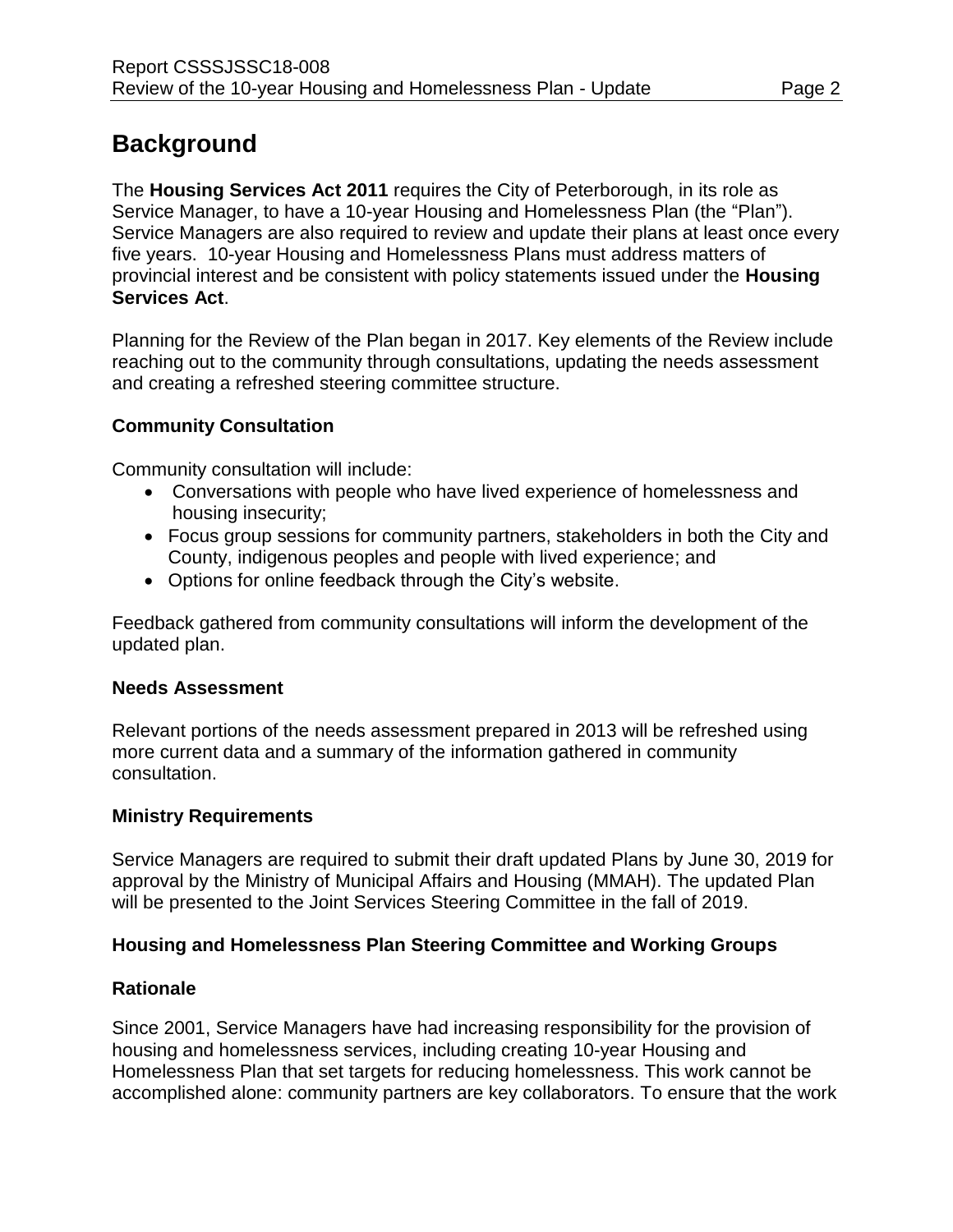# Background

The **Housing Services Act 2011** requires the City of Peterborough, in its role as Service Manager, to have a 10-year Housing and Homelessness Plan (the "Plan"). Service Managers are also required to review and update their plans at least once every five years. 10-year Housing and Homelessness Plans must address matters of provincial interest and be consistent with policy statements issued under the **Housing Services Act**.

Planning for the Review of the Plan began in 2017. Key elements of the Review include reaching out to the community through consultations, updating the needs assessment and creating a refreshed steering committee structure.

### Community Consultation

Community consultation will include:

- Conversations with people who have lived experience of homelessness and housing insecurity;
- Focus group sessions for community partners, stakeholders in both the City and County, indigenous peoples and people with lived experience; and
- Options for online feedback through the City's website.

Feedback gathered from community consultations will inform the development of the updated plan.

### Needs Assessment

Relevant portions of the needs assessment prepared in 2013 will be refreshed using more current data and a summary of the information gathered in community consultation.

### Ministry Requirements

Service Managers are required to submit their draft updated Plans by June 30, 2019 for approval by the Ministry of Municipal Affairs and Housing (MMAH). The updated Plan will be presented to the Joint Services Steering Committee in the fall of 2019.

### Housing and Homelessness Plan Steering Committee and Working Groups

### Rationale

Since 2001, Service Managers have had increasing responsibility for the provision of housing and homelessness services, including creating 10-year Housing and Homelessness Plan that set targets for reducing homelessness. This work cannot be accomplished alone: community partners are key collaborators. To ensure that the work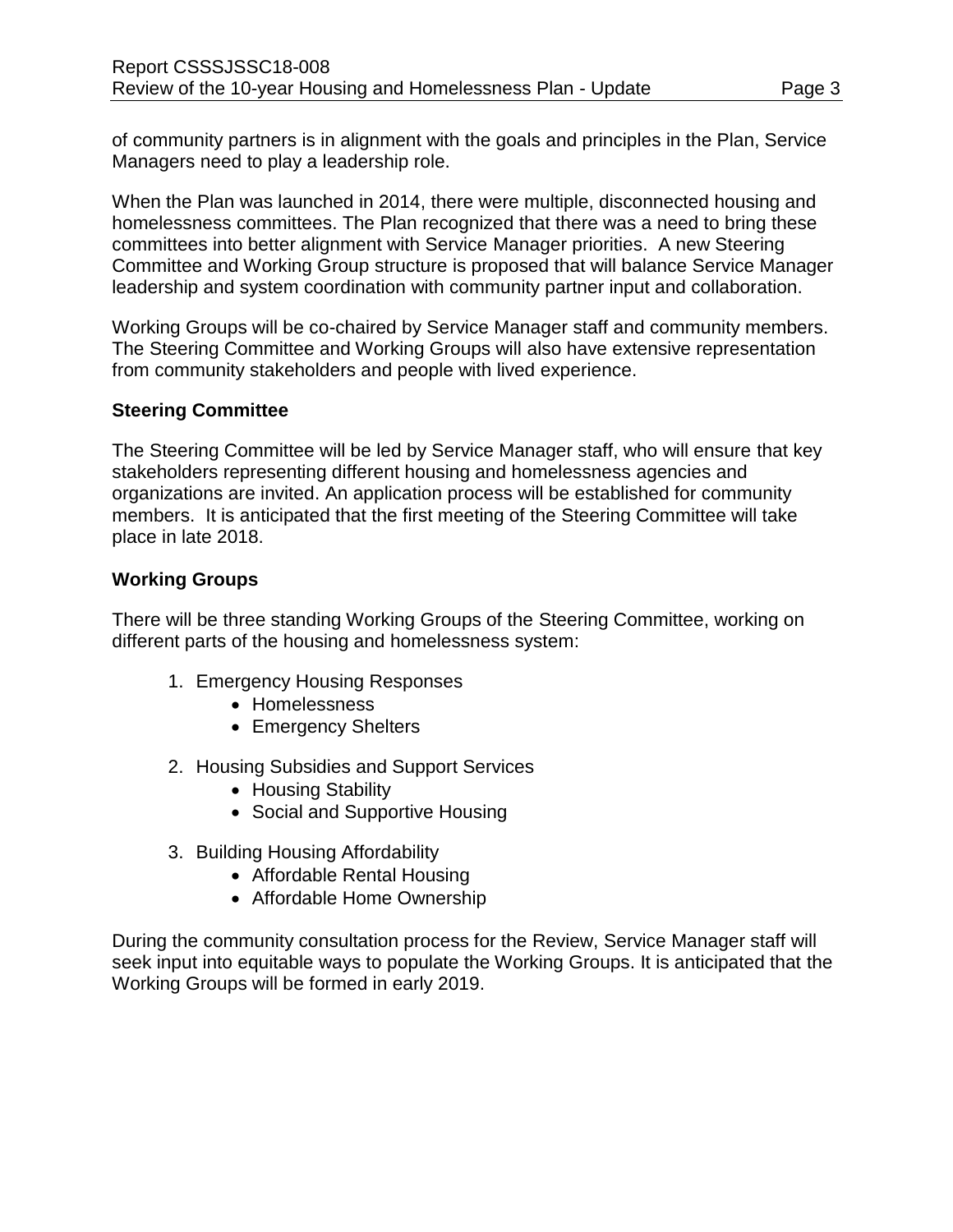of community partners is in alignment with the goals and principles in the Plan, Service Managers need to play a leadership role.

When the Plan was launched in 2014, there were multiple, disconnected housing and homelessness committees. The Plan recognized that there was a need to bring these committees into better alignment with Service Manager priorities. A new Steering Committee and Working Group structure is proposed that will balance Service Manager leadership and system coordination with community partner input and collaboration.

Working Groups will be co-chaired by Service Manager staff and community members. The Steering Committee and Working Groups will also have extensive representation from community stakeholders and people with lived experience.

**Steering Committee**

The Steering Committee will be led by Service Manager staff, who will ensure that key stakeholders representing different housing and homelessness agencies and organizations are invited. An application process will be established for community members. It is anticipated that the first meeting of the Steering Committee will take place in late 2018.

**Working Groups**

There will be three standing Working Groups of the Steering Committee, working on different parts of the housing and homelessness system:

1. Emergency Housing Responses
   - Homelessness
   - Emergency Shelters
2. Housing Subsidies and Support Services
   - Housing Stability
   - Social and Supportive Housing
3. Building Housing Affordability
   - Affordable Rental Housing
   - Affordable Home Ownership

During the community consultation process for the Review, Service Manager staff will seek input into equitable ways to populate the Working Groups. It is anticipated that the Working Groups will be formed in early 2019.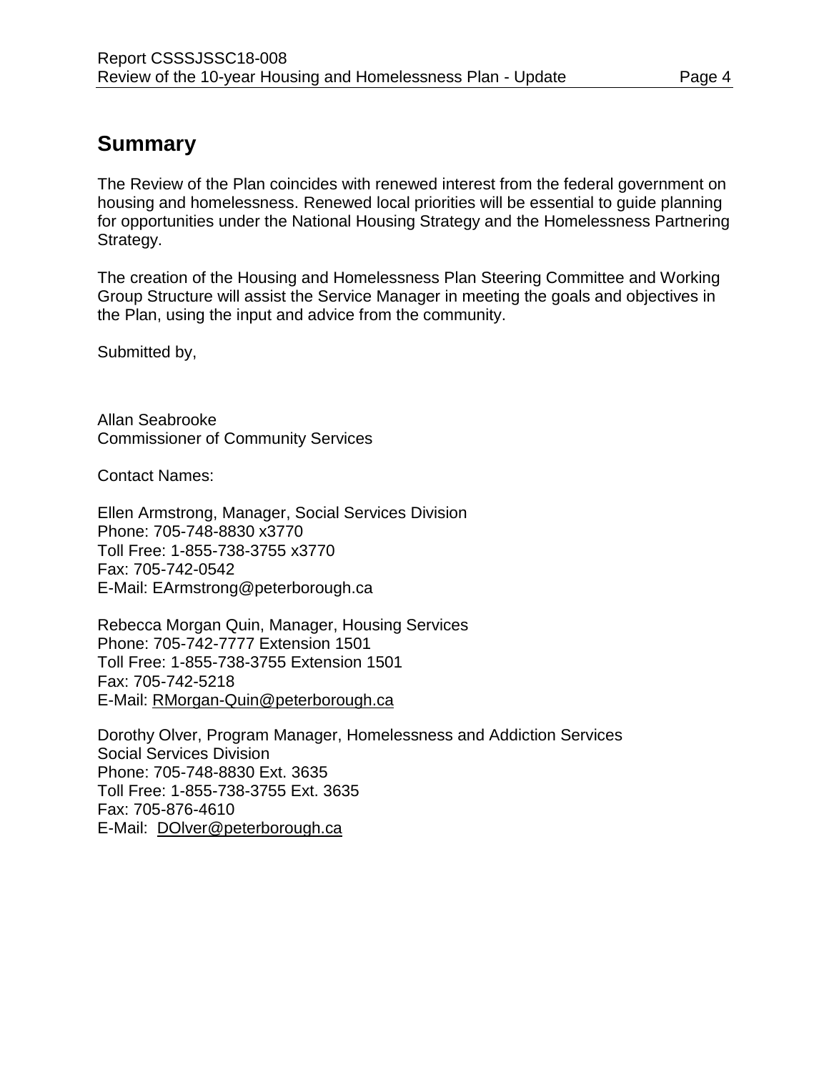## Summary

The Review of the Plan coincides with renewed interest from the federal government on housing and homelessness. Renewed local priorities will be essential to guide planning for opportunities under the National Housing Strategy and the Homelessness Partnering Strategy.

The creation of the Housing and Homelessness Plan Steering Committee and Working Group Structure will assist the Service Manager in meeting the goals and objectives in the Plan, using the input and advice from the community.

Submitted by,

Allan Seabrooke
Commissioner of Community Services

Contact Names:

Ellen Armstrong, Manager, Social Services Division
Phone: 705-748-8830 x3770
Toll Free: 1-855-738-3755 x3770
Fax: 705-742-0542
E-Mail: EArmstrong@peterborough.ca

Rebecca Morgan Quin, Manager, Housing Services
Phone: 705-742-7777 Extension 1501
Toll Free: 1-855-738-3755 Extension 1501
Fax: 705-742-5218
E-Mail: RMorgan-Quin@peterborough.ca

Dorothy Olver, Program Manager, Homelessness and Addiction Services
Social Services Division
Phone: 705-748-8830 Ext. 3635
Toll Free: 1-855-738-3755 Ext. 3635
Fax: 705-876-4610
E-Mail: DOlver@peterborough.ca